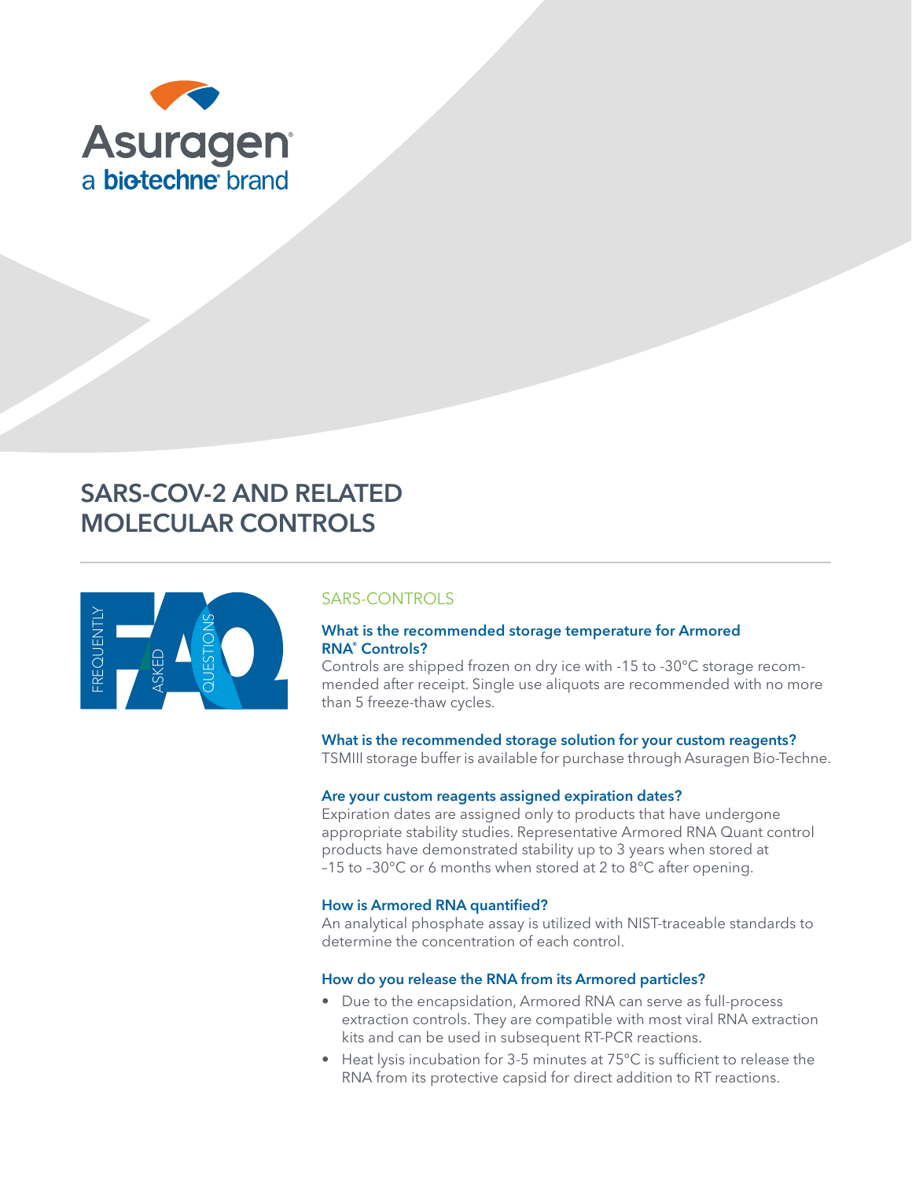# SARS-COV-2 AND RELATED MOLECULAR CONTROLS

## SARS-CONTROLS

### What is the recommended storage temperature for Armored RNA® Controls?

Controls are shipped frozen on dry ice with -15 to -30°C storage recommended after receipt. Single use aliquots are recommended with no more than 5 freeze-thaw cycles.

### What is the recommended storage solution for your custom reagents?

TSMIII storage buffer is available for purchase through Asuragen Bio-Techne.

### Are your custom reagents assigned expiration dates?

Expiration dates are assigned only to products that have undergone appropriate stability studies. Representative Armored RNA Quant control products have demonstrated stability up to 3 years when stored at –15 to –30°C or 6 months when stored at 2 to 8°C after opening.

### How is Armored RNA quantified?

An analytical phosphate assay is utilized with NIST-traceable standards to determine the concentration of each control.

### How do you release the RNA from its Armored particles?

- Due to the encapsidation, Armored RNA can serve as full-process extraction controls. They are compatible with most viral RNA extraction kits and can be used in subsequent RT-PCR reactions.
- Heat lysis incubation for 3-5 minutes at 75°C is sufficient to release the RNA from its protective capsid for direct addition to RT reactions.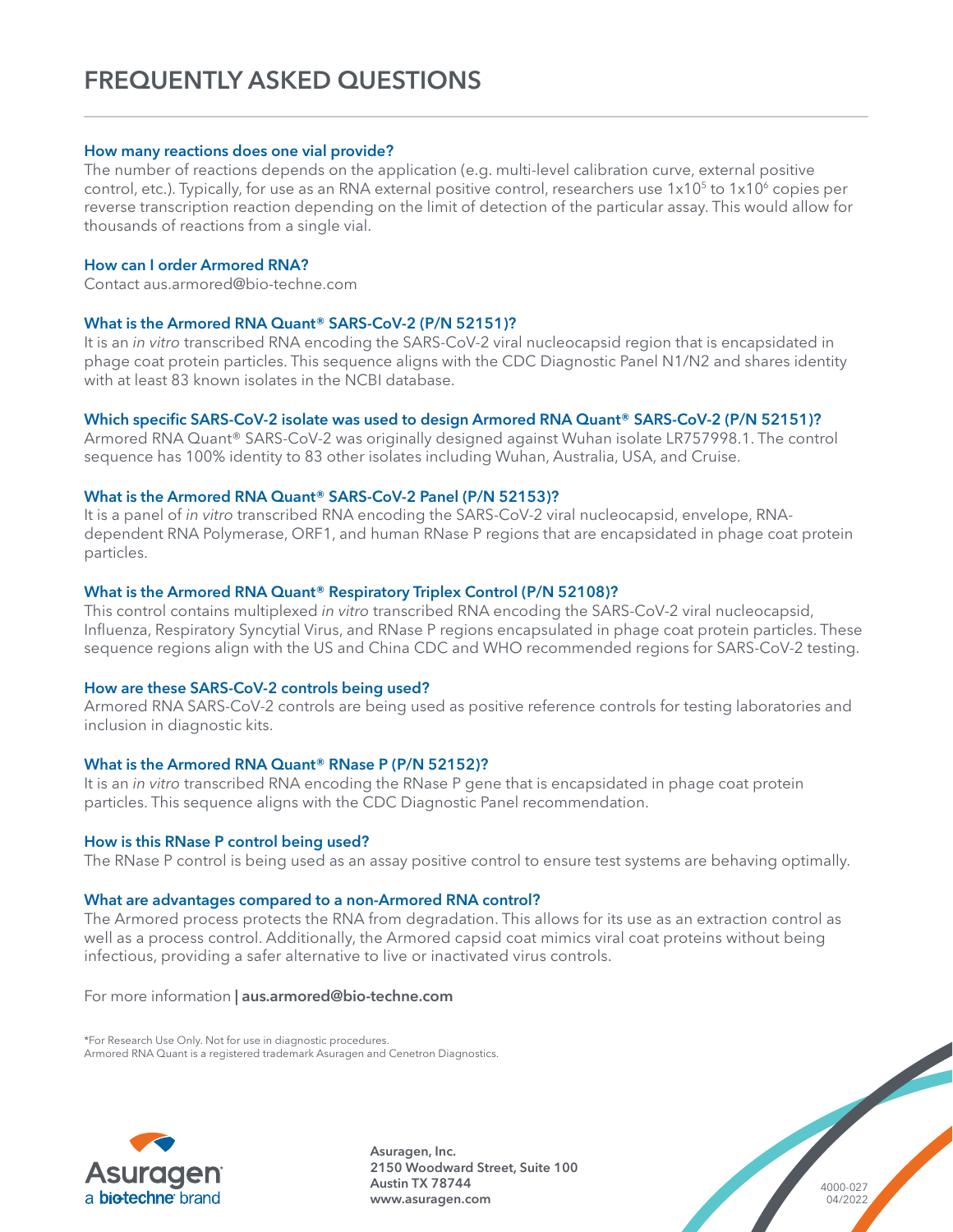# FREQUENTLY ASKED QUESTIONS

### How many reactions does one vial provide?

The number of reactions depends on the application (e.g. multi-level calibration curve, external positive control, etc.). Typically, for use as an RNA external positive control, researchers use $1x10^5$ to $1x10^6$ copies per reverse transcription reaction depending on the limit of detection of the particular assay. This would allow for thousands of reactions from a single vial.

### How can I order Armored RNA?

Contact aus.armored@bio-techne.com

### What is the Armored RNA Quant® SARS-CoV-2 (P/N 52151)?

It is an *in vitro* transcribed RNA encoding the SARS-CoV-2 viral nucleocapsid region that is encapsidated in phage coat protein particles. This sequence aligns with the CDC Diagnostic Panel N1/N2 and shares identity with at least 83 known isolates in the NCBI database.

### Which specific SARS-CoV-2 isolate was used to design Armored RNA Quant® SARS-CoV-2 (P/N 52151)?

Armored RNA Quant® SARS-CoV-2 was originally designed against Wuhan isolate LR757998.1. The control sequence has 100% identity to 83 other isolates including Wuhan, Australia, USA, and Cruise.

### What is the Armored RNA Quant® SARS-CoV-2 Panel (P/N 52153)?

It is a panel of *in vitro* transcribed RNA encoding the SARS-CoV-2 viral nucleocapsid, envelope, RNA-dependent RNA Polymerase, ORF1, and human RNase P regions that are encapsidated in phage coat protein particles.

### What is the Armored RNA Quant® Respiratory Triplex Control (P/N 52108)?

This control contains multiplexed *in vitro* transcribed RNA encoding the SARS-CoV-2 viral nucleocapsid, Influenza, Respiratory Syncytial Virus, and RNase P regions encapsulated in phage coat protein particles. These sequence regions align with the US and China CDC and WHO recommended regions for SARS-CoV-2 testing.

### How are these SARS-CoV-2 controls being used?

Armored RNA SARS-CoV-2 controls are being used as positive reference controls for testing laboratories and inclusion in diagnostic kits.

### What is the Armored RNA Quant® RNase P (P/N 52152)?

It is an *in vitro* transcribed RNA encoding the RNase P gene that is encapsidated in phage coat protein particles. This sequence aligns with the CDC Diagnostic Panel recommendation.

### How is this RNase P control being used?

The RNase P control is being used as an assay positive control to ensure test systems are behaving optimally.

### What are advantages compared to a non-Armored RNA control?

The Armored process protects the RNA from degradation. This allows for its use as an extraction control as well as a process control. Additionally, the Armored capsid coat mimics viral coat proteins without being infectious, providing a safer alternative to live or inactivated virus controls.

For more information | **aus.armored@bio-techne.com**

*For Research Use Only. Not for use in diagnostic procedures.
Armored RNA Quant is a registered trademark Asuragen and Cenetron Diagnostics.

Asuragen a bio-techne brand

**Asuragen, Inc.**
**2150 Woodward Street, Suite 100**
**Austin TX 78744**
**www.asuragen.com**

4000-027
04/2022